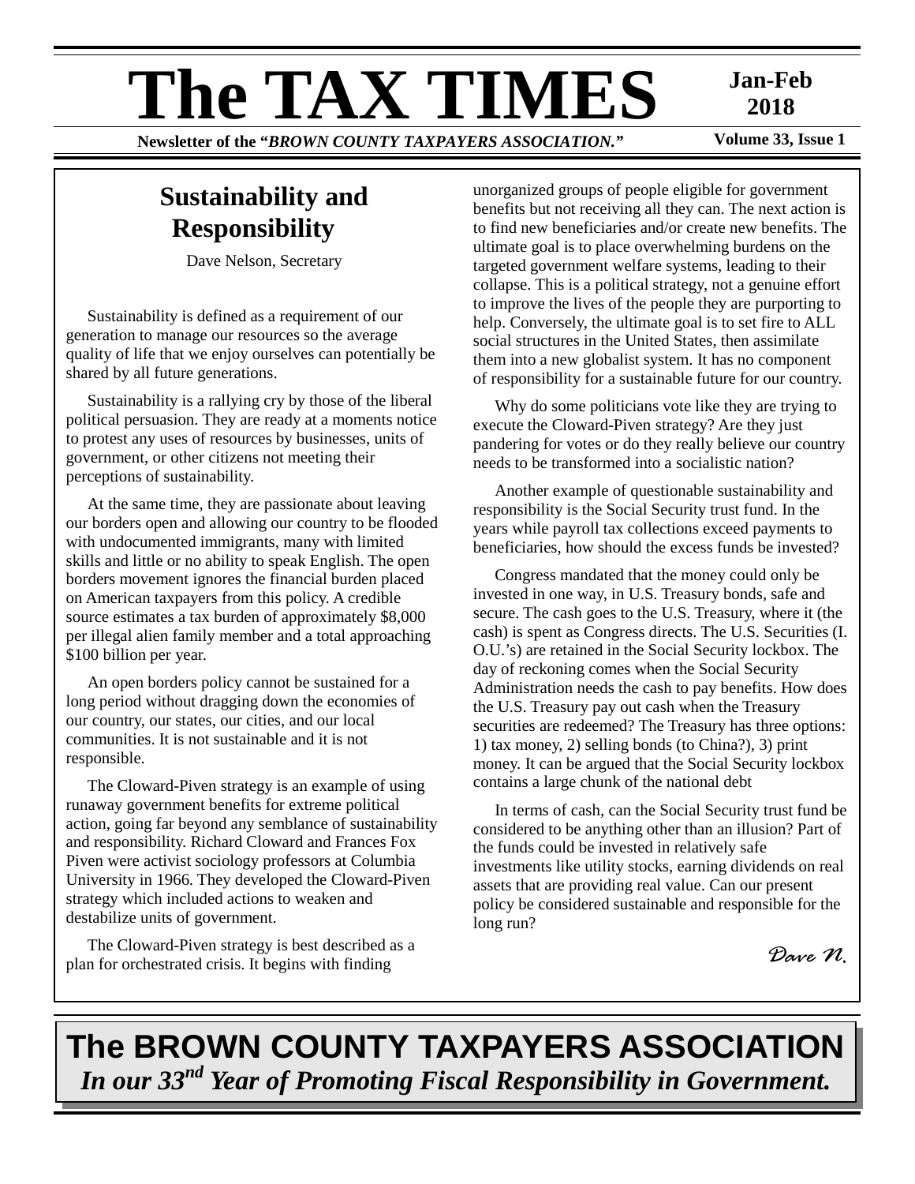# The TAX TIMES

**Jan-Feb 2018**

**Newsletter of the "*BROWN COUNTY TAXPAYERS ASSOCIATION.*"**

**Volume 33, Issue 1**

## Sustainability and Responsibility

Dave Nelson, Secretary

Sustainability is defined as a requirement of our generation to manage our resources so the average quality of life that we enjoy ourselves can potentially be shared by all future generations.

Sustainability is a rallying cry by those of the liberal political persuasion. They are ready at a moments notice to protest any uses of resources by businesses, units of government, or other citizens not meeting their perceptions of sustainability.

At the same time, they are passionate about leaving our borders open and allowing our country to be flooded with undocumented immigrants, many with limited skills and little or no ability to speak English. The open borders movement ignores the financial burden placed on American taxpayers from this policy. A credible source estimates a tax burden of approximately $8,000 per illegal alien family member and a total approaching $100 billion per year.

An open borders policy cannot be sustained for a long period without dragging down the economies of our country, our states, our cities, and our local communities. It is not sustainable and it is not responsible.

The Cloward-Piven strategy is an example of using runaway government benefits for extreme political action, going far beyond any semblance of sustainability and responsibility. Richard Cloward and Frances Fox Piven were activist sociology professors at Columbia University in 1966. They developed the Cloward-Piven strategy which included actions to weaken and destabilize units of government.

The Cloward-Piven strategy is best described as a plan for orchestrated crisis. It begins with finding unorganized groups of people eligible for government benefits but not receiving all they can. The next action is to find new beneficiaries and/or create new benefits. The ultimate goal is to place overwhelming burdens on the targeted government welfare systems, leading to their collapse. This is a political strategy, not a genuine effort to improve the lives of the people they are purporting to help. Conversely, the ultimate goal is to set fire to ALL social structures in the United States, then assimilate them into a new globalist system. It has no component of responsibility for a sustainable future for our country.

Why do some politicians vote like they are trying to execute the Cloward-Piven strategy? Are they just pandering for votes or do they really believe our country needs to be transformed into a socialistic nation?

Another example of questionable sustainability and responsibility is the Social Security trust fund. In the years while payroll tax collections exceed payments to beneficiaries, how should the excess funds be invested?

Congress mandated that the money could only be invested in one way, in U.S. Treasury bonds, safe and secure. The cash goes to the U.S. Treasury, where it (the cash) is spent as Congress directs. The U.S. Securities (I. O.U.'s) are retained in the Social Security lockbox. The day of reckoning comes when the Social Security Administration needs the cash to pay benefits. How does the U.S. Treasury pay out cash when the Treasury securities are redeemed? The Treasury has three options: 1) tax money, 2) selling bonds (to China?), 3) print money. It can be argued that the Social Security lockbox contains a large chunk of the national debt

In terms of cash, can the Social Security trust fund be considered to be anything other than an illusion? Part of the funds could be invested in relatively safe investments like utility stocks, earning dividends on real assets that are providing real value. Can our present policy be considered sustainable and responsible for the long run?

*Dave N.*

**The BROWN COUNTY TAXPAYERS ASSOCIATION**

***In our 33rd Year of Promoting Fiscal Responsibility in Government.***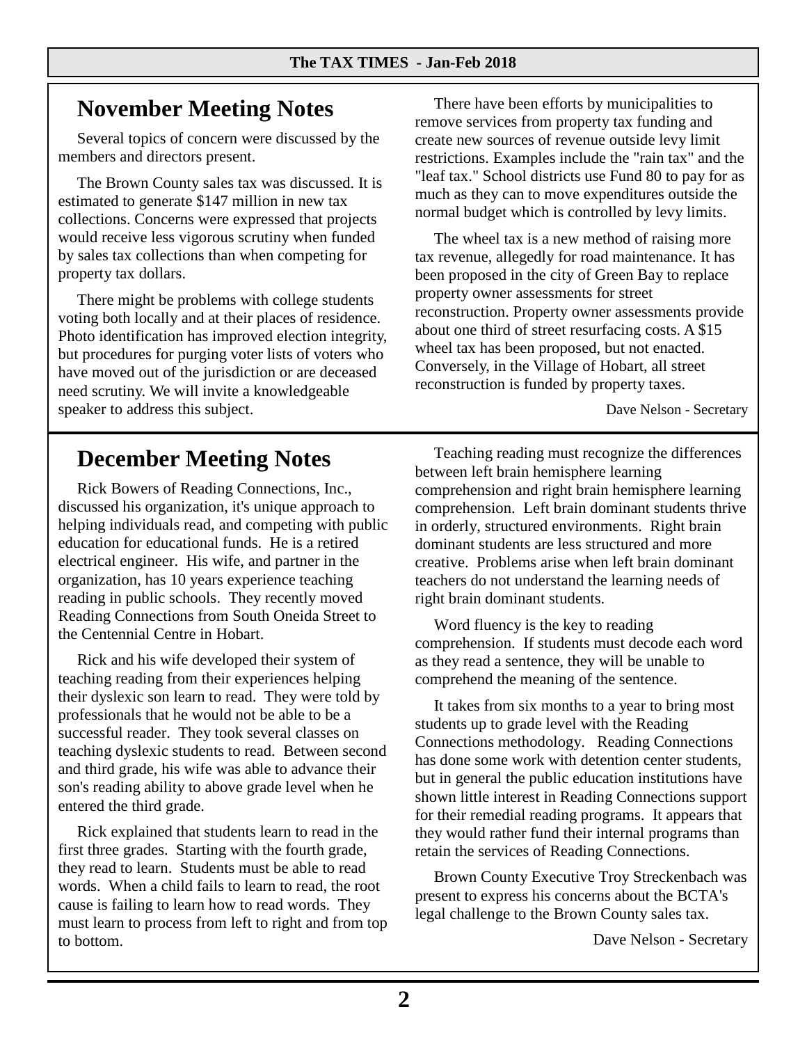## November Meeting Notes

Several topics of concern were discussed by the members and directors present.

The Brown County sales tax was discussed. It is estimated to generate $147 million in new tax collections. Concerns were expressed that projects would receive less vigorous scrutiny when funded by sales tax collections than when competing for property tax dollars.

There might be problems with college students voting both locally and at their places of residence. Photo identification has improved election integrity, but procedures for purging voter lists of voters who have moved out of the jurisdiction or are deceased need scrutiny. We will invite a knowledgeable speaker to address this subject.

There have been efforts by municipalities to remove services from property tax funding and create new sources of revenue outside levy limit restrictions. Examples include the "rain tax" and the "leaf tax." School districts use Fund 80 to pay for as much as they can to move expenditures outside the normal budget which is controlled by levy limits.

The wheel tax is a new method of raising more tax revenue, allegedly for road maintenance. It has been proposed in the city of Green Bay to replace property owner assessments for street reconstruction. Property owner assessments provide about one third of street resurfacing costs. A $15 wheel tax has been proposed, but not enacted. Conversely, in the Village of Hobart, all street reconstruction is funded by property taxes.

Dave Nelson - Secretary

## December Meeting Notes

Rick Bowers of Reading Connections, Inc., discussed his organization, it's unique approach to helping individuals read, and competing with public education for educational funds. He is a retired electrical engineer. His wife, and partner in the organization, has 10 years experience teaching reading in public schools. They recently moved Reading Connections from South Oneida Street to the Centennial Centre in Hobart.

Rick and his wife developed their system of teaching reading from their experiences helping their dyslexic son learn to read. They were told by professionals that he would not be able to be a successful reader. They took several classes on teaching dyslexic students to read. Between second and third grade, his wife was able to advance their son's reading ability to above grade level when he entered the third grade.

Rick explained that students learn to read in the first three grades. Starting with the fourth grade, they read to learn. Students must be able to read words. When a child fails to learn to read, the root cause is failing to learn how to read words. They must learn to process from left to right and from top to bottom.

Teaching reading must recognize the differences between left brain hemisphere learning comprehension and right brain hemisphere learning comprehension. Left brain dominant students thrive in orderly, structured environments. Right brain dominant students are less structured and more creative. Problems arise when left brain dominant teachers do not understand the learning needs of right brain dominant students.

Word fluency is the key to reading comprehension. If students must decode each word as they read a sentence, they will be unable to comprehend the meaning of the sentence.

It takes from six months to a year to bring most students up to grade level with the Reading Connections methodology. Reading Connections has done some work with detention center students, but in general the public education institutions have shown little interest in Reading Connections support for their remedial reading programs. It appears that they would rather fund their internal programs than retain the services of Reading Connections.

Brown County Executive Troy Streckenbach was present to express his concerns about the BCTA's legal challenge to the Brown County sales tax.

Dave Nelson - Secretary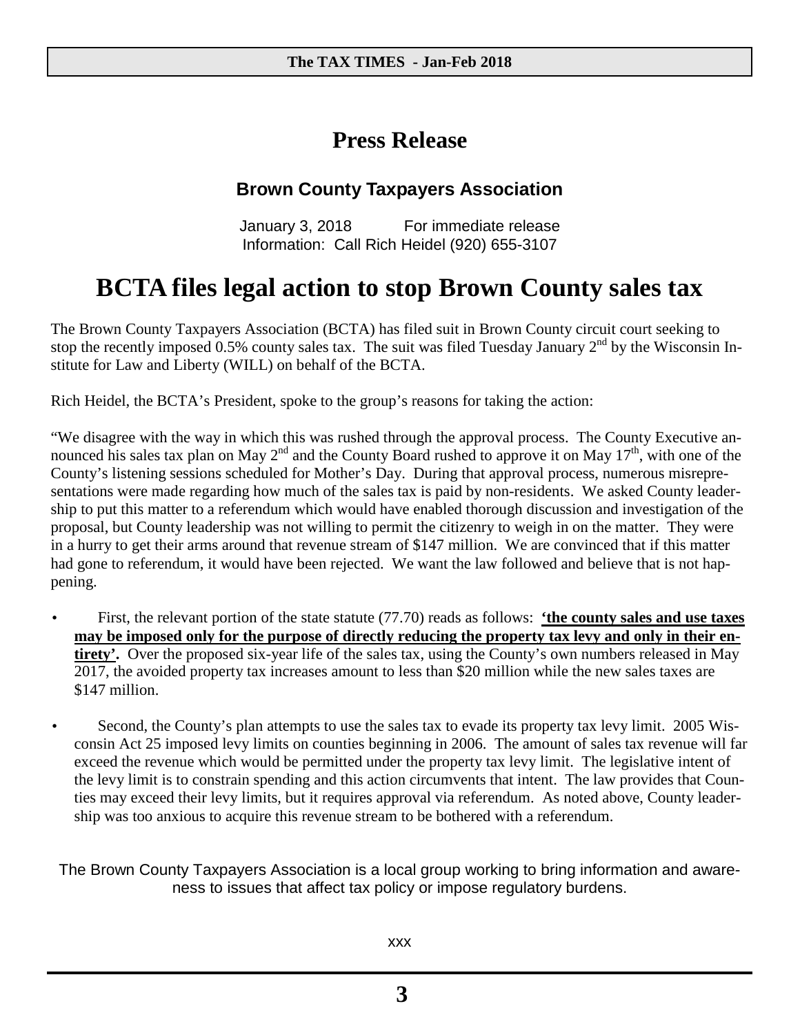# Press Release

## Brown County Taxpayers Association

January 3, 2018 For immediate release
Information: Call Rich Heidel (920) 655-3107

# BCTA files legal action to stop Brown County sales tax

The Brown County Taxpayers Association (BCTA) has filed suit in Brown County circuit court seeking to stop the recently imposed 0.5% county sales tax. The suit was filed Tuesday January 2nd by the Wisconsin Institute for Law and Liberty (WILL) on behalf of the BCTA.

Rich Heidel, the BCTA's President, spoke to the group's reasons for taking the action:

"We disagree with the way in which this was rushed through the approval process. The County Executive announced his sales tax plan on May 2nd and the County Board rushed to approve it on May 17th, with one of the County's listening sessions scheduled for Mother's Day. During that approval process, numerous misrepresentations were made regarding how much of the sales tax is paid by non-residents. We asked County leadership to put this matter to a referendum which would have enabled thorough discussion and investigation of the proposal, but County leadership was not willing to permit the citizenry to weigh in on the matter. They were in a hurry to get their arms around that revenue stream of $147 million. We are convinced that if this matter had gone to referendum, it would have been rejected. We want the law followed and believe that is not happening.

- First, the relevant portion of the state statute (77.70) reads as follows: **'the county sales and use taxes may be imposed only for the purpose of directly reducing the property tax levy and only in their entirety'.** Over the proposed six-year life of the sales tax, using the County's own numbers released in May 2017, the avoided property tax increases amount to less than $20 million while the new sales taxes are $147 million.

- Second, the County's plan attempts to use the sales tax to evade its property tax levy limit. 2005 Wisconsin Act 25 imposed levy limits on counties beginning in 2006. The amount of sales tax revenue will far exceed the revenue which would be permitted under the property tax levy limit. The legislative intent of the levy limit is to constrain spending and this action circumvents that intent. The law provides that Counties may exceed their levy limits, but it requires approval via referendum. As noted above, County leadership was too anxious to acquire this revenue stream to be bothered with a referendum.

The Brown County Taxpayers Association is a local group working to bring information and awareness to issues that affect tax policy or impose regulatory burdens.

xxx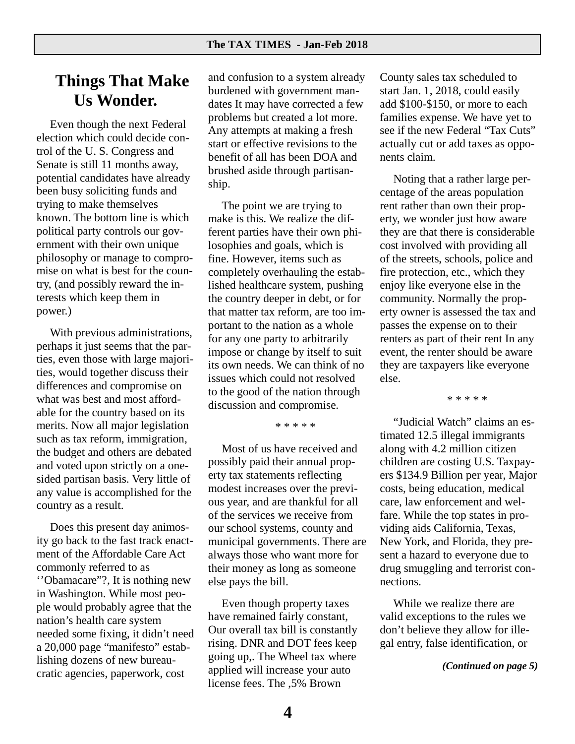# Things That Make Us Wonder.

Even though the next Federal election which could decide control of the U. S. Congress and Senate is still 11 months away, potential candidates have already been busy soliciting funds and trying to make themselves known. The bottom line is which political party controls our government with their own unique philosophy or manage to compromise on what is best for the country, (and possibly reward the interests which keep them in power.)

With previous administrations, perhaps it just seems that the parties, even those with large majorities, would together discuss their differences and compromise on what was best and most affordable for the country based on its merits. Now all major legislation such as tax reform, immigration, the budget and others are debated and voted upon strictly on a one-sided partisan basis. Very little of any value is accomplished for the country as a result.

Does this present day animosity go back to the fast track enactment of the Affordable Care Act commonly referred to as ‘’Obamacare”?, It is nothing new in Washington. While most people would probably agree that the nation’s health care system needed some fixing, it didn’t need a 20,000 page “manifesto” establishing dozens of new bureaucratic agencies, paperwork, cost and confusion to a system already burdened with government mandates It may have corrected a few problems but created a lot more. Any attempts at making a fresh start or effective revisions to the benefit of all has been DOA and brushed aside through partisanship.

The point we are trying to make is this. We realize the different parties have their own philosophies and goals, which is fine. However, items such as completely overhauling the established healthcare system, pushing the country deeper in debt, or for that matter tax reform, are too important to the nation as a whole for any one party to arbitrarily impose or change by itself to suit its own needs. We can think of no issues which could not resolved to the good of the nation through discussion and compromise.

\* \* \* \* \*

Most of us have received and possibly paid their annual property tax statements reflecting modest increases over the previous year, and are thankful for all of the services we receive from our school systems, county and municipal governments. There are always those who want more for their money as long as someone else pays the bill.

Even though property taxes have remained fairly constant, Our overall tax bill is constantly rising. DNR and DOT fees keep going up,. The Wheel tax where applied will increase your auto license fees. The ,5% Brown County sales tax scheduled to start Jan. 1, 2018, could easily add $100-$150, or more to each families expense. We have yet to see if the new Federal “Tax Cuts” actually cut or add taxes as opponents claim.

Noting that a rather large percentage of the areas population rent rather than own their property, we wonder just how aware they are that there is considerable cost involved with providing all of the streets, schools, police and fire protection, etc., which they enjoy like everyone else in the community. Normally the property owner is assessed the tax and passes the expense on to their renters as part of their rent In any event, the renter should be aware they are taxpayers like everyone else.

\* \* \* \* \*

“Judicial Watch” claims an estimated 12.5 illegal immigrants along with 4.2 million citizen children are costing U.S. Taxpayers $134.9 Billion per year, Major costs, being education, medical care, law enforcement and welfare. While the top states in providing aids California, Texas, New York, and Florida, they present a hazard to everyone due to drug smuggling and terrorist connections.

While we realize there are valid exceptions to the rules we don’t believe they allow for illegal entry, false identification, or

***(Continued on page 5)***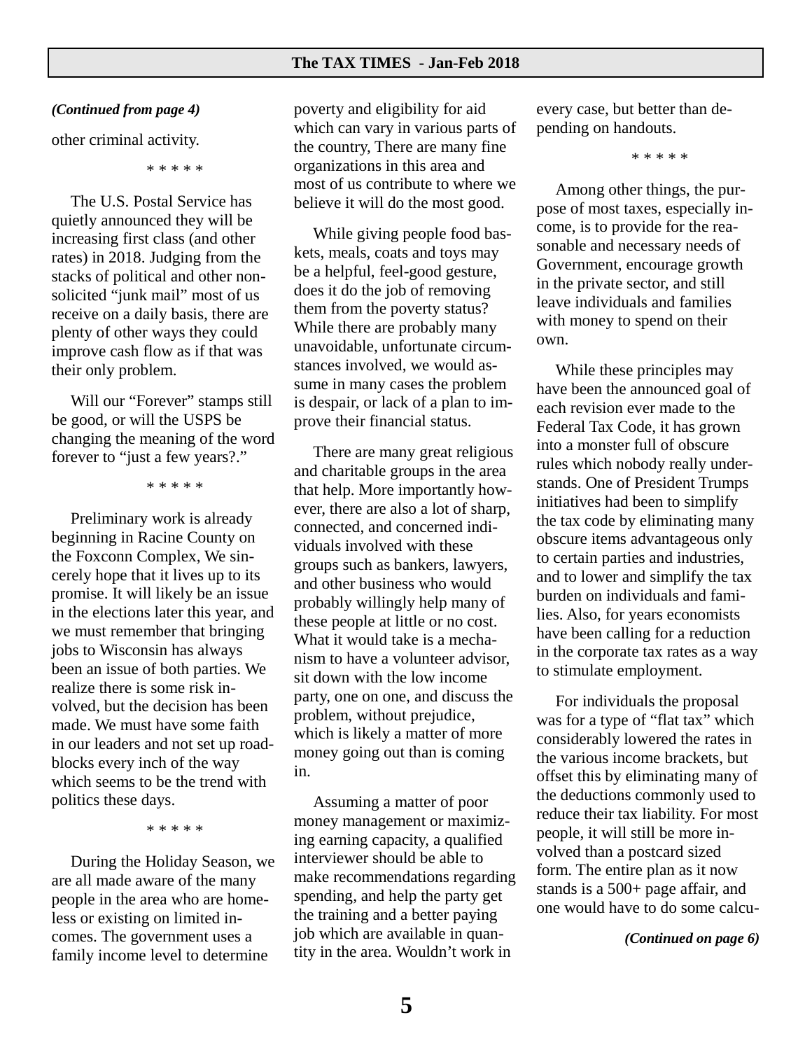*(Continued from page 4)*

other criminal activity.

\* \* \* \* \*

The U.S. Postal Service has quietly announced they will be increasing first class (and other rates) in 2018. Judging from the stacks of political and other non-solicited "junk mail" most of us receive on a daily basis, there are plenty of other ways they could improve cash flow as if that was their only problem.

Will our "Forever" stamps still be good, or will the USPS be changing the meaning of the word forever to "just a few years?."

\* \* \* \* \*

Preliminary work is already beginning in Racine County on the Foxconn Complex, We sincerely hope that it lives up to its promise. It will likely be an issue in the elections later this year, and we must remember that bringing jobs to Wisconsin has always been an issue of both parties. We realize there is some risk involved, but the decision has been made. We must have some faith in our leaders and not set up roadblocks every inch of the way which seems to be the trend with politics these days.

\* \* \* \* \*

During the Holiday Season, we are all made aware of the many people in the area who are homeless or existing on limited incomes. The government uses a family income level to determine poverty and eligibility for aid which can vary in various parts of the country, There are many fine organizations in this area and most of us contribute to where we believe it will do the most good.

While giving people food baskets, meals, coats and toys may be a helpful, feel-good gesture, does it do the job of removing them from the poverty status? While there are probably many unavoidable, unfortunate circumstances involved, we would assume in many cases the problem is despair, or lack of a plan to improve their financial status.

There are many great religious and charitable groups in the area that help. More importantly however, there are also a lot of sharp, connected, and concerned individuals involved with these groups such as bankers, lawyers, and other business who would probably willingly help many of these people at little or no cost. What it would take is a mechanism to have a volunteer advisor, sit down with the low income party, one on one, and discuss the problem, without prejudice, which is likely a matter of more money going out than is coming in.

Assuming a matter of poor money management or maximizing earning capacity, a qualified interviewer should be able to make recommendations regarding spending, and help the party get the training and a better paying job which are available in quantity in the area. Wouldn't work in every case, but better than depending on handouts.

\* \* \* \* \*

Among other things, the purpose of most taxes, especially income, is to provide for the reasonable and necessary needs of Government, encourage growth in the private sector, and still leave individuals and families with money to spend on their own.

While these principles may have been the announced goal of each revision ever made to the Federal Tax Code, it has grown into a monster full of obscure rules which nobody really understands. One of President Trumps initiatives had been to simplify the tax code by eliminating many obscure items advantageous only to certain parties and industries, and to lower and simplify the tax burden on individuals and families. Also, for years economists have been calling for a reduction in the corporate tax rates as a way to stimulate employment.

For individuals the proposal was for a type of "flat tax" which considerably lowered the rates in the various income brackets, but offset this by eliminating many of the deductions commonly used to reduce their tax liability. For most people, it will still be more involved than a postcard sized form. The entire plan as it now stands is a 500+ page affair, and one would have to do some calcu-

*(Continued on page 6)*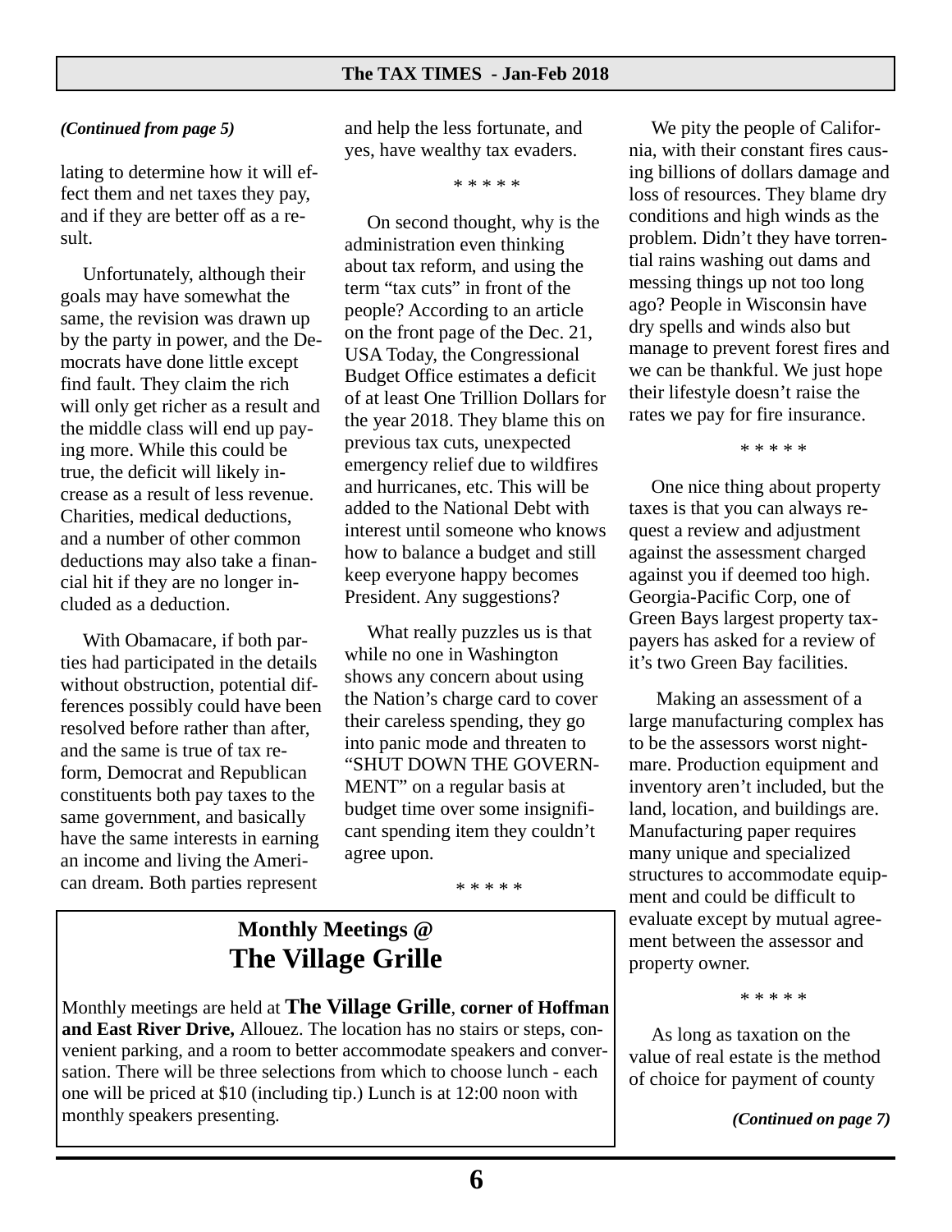*(Continued from page 5)*

lating to determine how it will effect them and net taxes they pay, and if they are better off as a result.

Unfortunately, although their goals may have somewhat the same, the revision was drawn up by the party in power, and the Democrats have done little except find fault. They claim the rich will only get richer as a result and the middle class will end up paying more. While this could be true, the deficit will likely increase as a result of less revenue. Charities, medical deductions, and a number of other common deductions may also take a financial hit if they are no longer included as a deduction.

With Obamacare, if both parties had participated in the details without obstruction, potential differences possibly could have been resolved before rather than after, and the same is true of tax reform, Democrat and Republican constituents both pay taxes to the same government, and basically have the same interests in earning an income and living the American dream. Both parties represent and help the less fortunate, and yes, have wealthy tax evaders.

\* \* \* \* \*

On second thought, why is the administration even thinking about tax reform, and using the term "tax cuts" in front of the people? According to an article on the front page of the Dec. 21, USA Today, the Congressional Budget Office estimates a deficit of at least One Trillion Dollars for the year 2018. They blame this on previous tax cuts, unexpected emergency relief due to wildfires and hurricanes, etc. This will be added to the National Debt with interest until someone who knows how to balance a budget and still keep everyone happy becomes President. Any suggestions?

What really puzzles us is that while no one in Washington shows any concern about using the Nation's charge card to cover their careless spending, they go into panic mode and threaten to "SHUT DOWN THE GOVERNMENT" on a regular basis at budget time over some insignificant spending item they couldn't agree upon.

\* \* \* \* \*

## Monthly Meetings @ The Village Grille

Monthly meetings are held at **The Village Grille**, **corner of Hoffman and East River Drive,** Allouez. The location has no stairs or steps, convenient parking, and a room to better accommodate speakers and conversation. There will be three selections from which to choose lunch - each one will be priced at $10 (including tip.) Lunch is at 12:00 noon with monthly speakers presenting.

We pity the people of California, with their constant fires causing billions of dollars damage and loss of resources. They blame dry conditions and high winds as the problem. Didn't they have torrential rains washing out dams and messing things up not too long ago? People in Wisconsin have dry spells and winds also but manage to prevent forest fires and we can be thankful. We just hope their lifestyle doesn't raise the rates we pay for fire insurance.

\* \* \* \* \*

One nice thing about property taxes is that you can always request a review and adjustment against the assessment charged against you if deemed too high. Georgia-Pacific Corp, one of Green Bays largest property taxpayers has asked for a review of it's two Green Bay facilities.

Making an assessment of a large manufacturing complex has to be the assessors worst nightmare. Production equipment and inventory aren't included, but the land, location, and buildings are. Manufacturing paper requires many unique and specialized structures to accommodate equipment and could be difficult to evaluate except by mutual agreement between the assessor and property owner.

\* \* \* \* \*

As long as taxation on the value of real estate is the method of choice for payment of county

*(Continued on page 7)*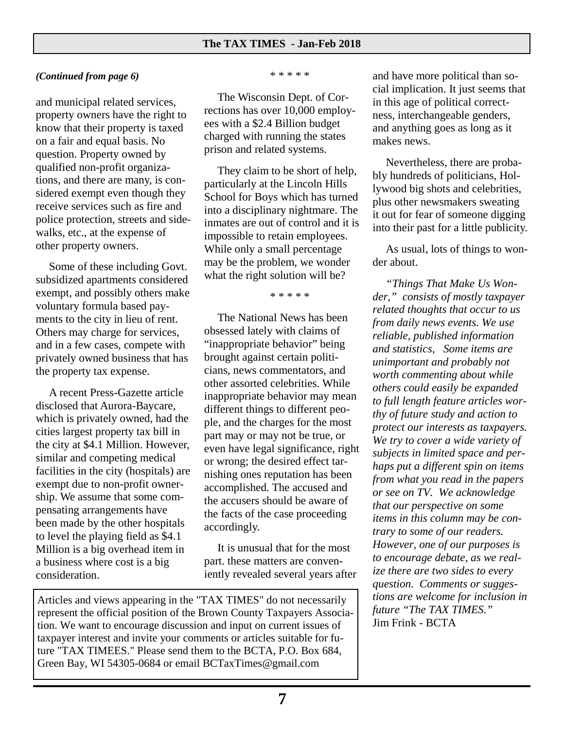*(Continued from page 6)*

and municipal related services, property owners have the right to know that their property is taxed on a fair and equal basis. No question. Property owned by qualified non-profit organizations, and there are many, is considered exempt even though they receive services such as fire and police protection, streets and sidewalks, etc., at the expense of other property owners.

Some of these including Govt. subsidized apartments considered exempt, and possibly others make voluntary formula based payments to the city in lieu of rent. Others may charge for services, and in a few cases, compete with privately owned business that has the property tax expense.

A recent Press-Gazette article disclosed that Aurora-Baycare, which is privately owned, had the cities largest property tax bill in the city at $4.1 Million. However, similar and competing medical facilities in the city (hospitals) are exempt due to non-profit ownership. We assume that some compensating arrangements have been made by the other hospitals to level the playing field as $4.1 Million is a big overhead item in a business where cost is a big consideration.

\* \* \* \* \*

The Wisconsin Dept. of Corrections has over 10,000 employees with a $2.4 Billion budget charged with running the states prison and related systems.

They claim to be short of help, particularly at the Lincoln Hills School for Boys which has turned into a disciplinary nightmare. The inmates are out of control and it is impossible to retain employees. While only a small percentage may be the problem, we wonder what the right solution will be?

\* \* \* \* \*

The National News has been obsessed lately with claims of "inappropriate behavior" being brought against certain politicians, news commentators, and other assorted celebrities. While inappropriate behavior may mean different things to different people, and the charges for the most part may or may not be true, or even have legal significance, right or wrong; the desired effect tarnishing ones reputation has been accomplished. The accused and the accusers should be aware of the facts of the case proceeding accordingly.

It is unusual that for the most part. these matters are conveniently revealed several years after and have more political than social implication. It just seems that in this age of political correctness, interchangeable genders, and anything goes as long as it makes news.

Nevertheless, there are probably hundreds of politicians, Hollywood big shots and celebrities, plus other newsmakers sweating it out for fear of someone digging into their past for a little publicity.

As usual, lots of things to wonder about.

*"Things That Make Us Wonder," consists of mostly taxpayer related thoughts that occur to us from daily news events. We use reliable, published information and statistics, Some items are unimportant and probably not worth commenting about while others could easily be expanded to full length feature articles worthy of future study and action to protect our interests as taxpayers. We try to cover a wide variety of subjects in limited space and perhaps put a different spin on items from what you read in the papers or see on TV. We acknowledge that our perspective on some items in this column may be contrary to some of our readers. However, one of our purposes is to encourage debate, as we realize there are two sides to every question. Comments or suggestions are welcome for inclusion in future "The TAX TIMES."*
Jim Frink - BCTA

Articles and views appearing in the "TAX TIMES" do not necessarily represent the official position of the Brown County Taxpayers Association. We want to encourage discussion and input on current issues of taxpayer interest and invite your comments or articles suitable for future "TAX TIMEES." Please send them to the BCTA, P.O. Box 684, Green Bay, WI 54305-0684 or email BCTaxTimes@gmail.com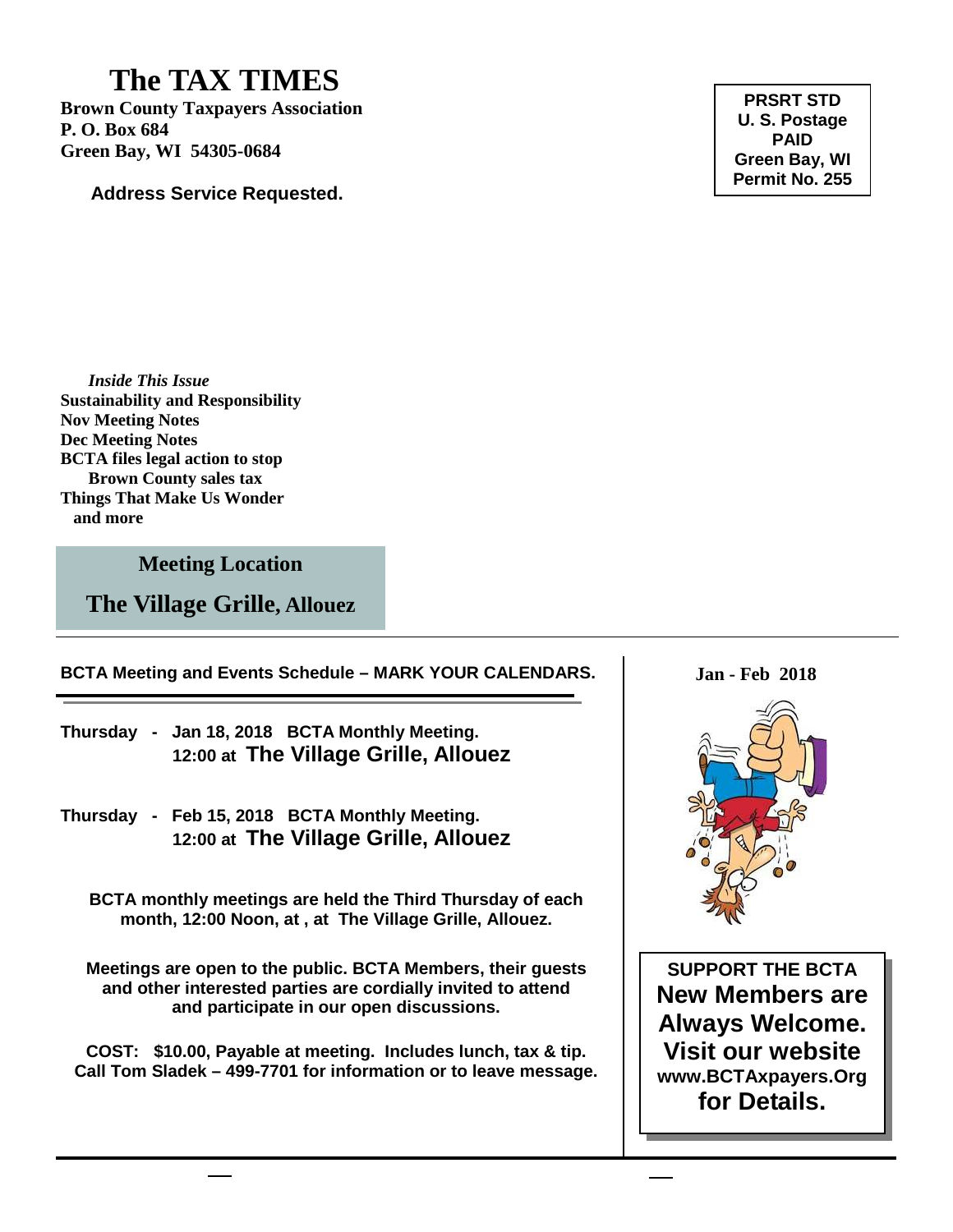# The TAX TIMES

**Brown County Taxpayers Association**
**P. O. Box 684**
**Green Bay, WI 54305-0684**

**Address Service Requested.**

**PRSRT STD**
**U. S. Postage**
**PAID**
**Green Bay, WI**
**Permit No. 255**

***Inside This Issue***

**Sustainability and Responsibility**
**Nov Meeting Notes**
**Dec Meeting Notes**
**BCTA files legal action to stop Brown County sales tax**
**Things That Make Us Wonder**
**and more**

## Meeting Location

## The Village Grille, Allouez

**BCTA Meeting and Events Schedule – MARK YOUR CALENDARS.**

**Thursday - Jan 18, 2018 BCTA Monthly Meeting.**
**12:00 at The Village Grille, Allouez**

**Thursday - Feb 15, 2018 BCTA Monthly Meeting.**
**12:00 at The Village Grille, Allouez**

**BCTA monthly meetings are held the Third Thursday of each month, 12:00 Noon, at , at The Village Grille, Allouez.**

**Meetings are open to the public. BCTA Members, their guests and other interested parties are cordially invited to attend and participate in our open discussions.**

**COST: $10.00, Payable at meeting. Includes lunch, tax & tip.**
**Call Tom Sladek – 499-7701 for information or to leave message.**

**Jan - Feb 2018**

**SUPPORT THE BCTA**
**New Members are Always Welcome.**
**Visit our website**
**www.BCTAxpayers.Org**
**for Details.**